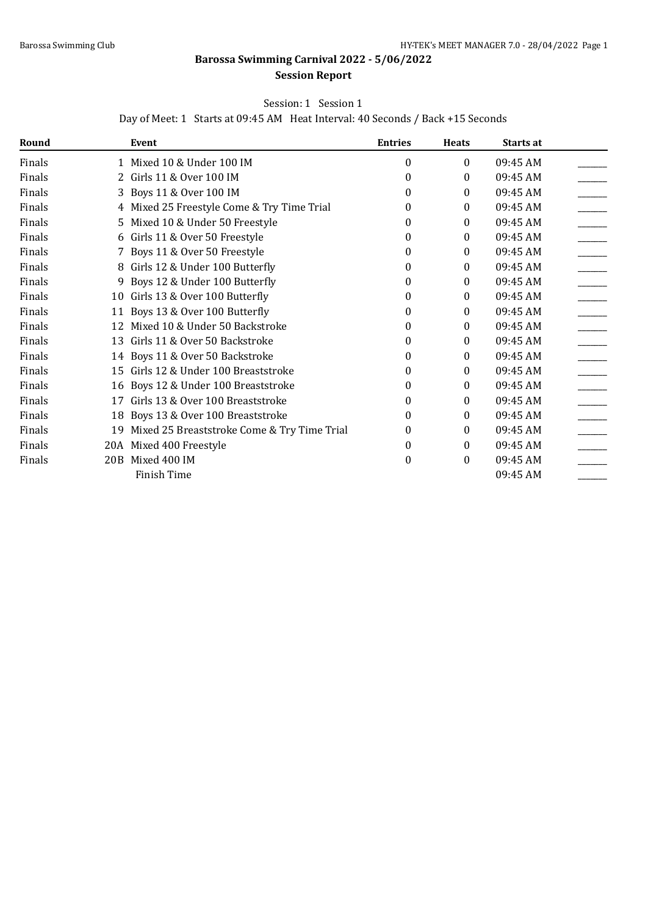# Barossa Swimming Carnival 2022 - 5/06/2022

## Session Report

Session: 1 Session 1

Day of Meet: 1 Starts at 09:45 AM Heat Interval: 40 Seconds / Back +15 Seconds

| Round | | Event | Entries | Heats | Starts at | |
|---|---|---|---|---|---|---|
| Finals | 1 | Mixed 10 & Under 100 IM | 0 | 0 | 09:45 AM | ______ |
| Finals | 2 | Girls 11 & Over 100 IM | 0 | 0 | 09:45 AM | ______ |
| Finals | 3 | Boys 11 & Over 100 IM | 0 | 0 | 09:45 AM | ______ |
| Finals | 4 | Mixed 25 Freestyle Come & Try Time Trial | 0 | 0 | 09:45 AM | ______ |
| Finals | 5 | Mixed 10 & Under 50 Freestyle | 0 | 0 | 09:45 AM | ______ |
| Finals | 6 | Girls 11 & Over 50 Freestyle | 0 | 0 | 09:45 AM | ______ |
| Finals | 7 | Boys 11 & Over 50 Freestyle | 0 | 0 | 09:45 AM | ______ |
| Finals | 8 | Girls 12 & Under 100 Butterfly | 0 | 0 | 09:45 AM | ______ |
| Finals | 9 | Boys 12 & Under 100 Butterfly | 0 | 0 | 09:45 AM | ______ |
| Finals | 10 | Girls 13 & Over 100 Butterfly | 0 | 0 | 09:45 AM | ______ |
| Finals | 11 | Boys 13 & Over 100 Butterfly | 0 | 0 | 09:45 AM | ______ |
| Finals | 12 | Mixed 10 & Under 50 Backstroke | 0 | 0 | 09:45 AM | ______ |
| Finals | 13 | Girls 11 & Over 50 Backstroke | 0 | 0 | 09:45 AM | ______ |
| Finals | 14 | Boys 11 & Over 50 Backstroke | 0 | 0 | 09:45 AM | ______ |
| Finals | 15 | Girls 12 & Under 100 Breaststroke | 0 | 0 | 09:45 AM | ______ |
| Finals | 16 | Boys 12 & Under 100 Breaststroke | 0 | 0 | 09:45 AM | ______ |
| Finals | 17 | Girls 13 & Over 100 Breaststroke | 0 | 0 | 09:45 AM | ______ |
| Finals | 18 | Boys 13 & Over 100 Breaststroke | 0 | 0 | 09:45 AM | ______ |
| Finals | 19 | Mixed 25 Breaststroke Come & Try Time Trial | 0 | 0 | 09:45 AM | ______ |
| Finals | 20A | Mixed 400 Freestyle | 0 | 0 | 09:45 AM | ______ |
| Finals | 20B | Mixed 400 IM | 0 | 0 | 09:45 AM | ______ |
| | | Finish Time | | | 09:45 AM | ______ |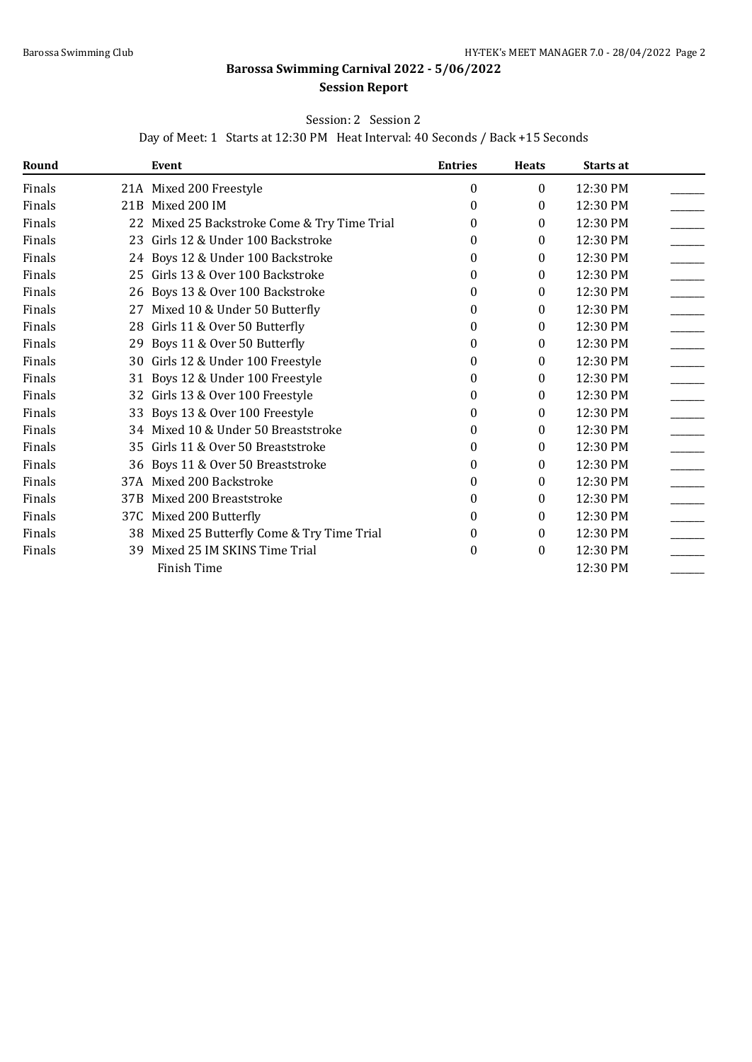# Barossa Swimming Carnival 2022 - 5/06/2022

## Session Report

Session: 2 Session 2

Day of Meet: 1 Starts at 12:30 PM Heat Interval: 40 Seconds / Back +15 Seconds

| Round | Event | Entries | Heats | Starts at | |
|---|---|---|---|---|---|
| Finals | 21A Mixed 200 Freestyle | 0 | 0 | 12:30 PM | ______ |
| Finals | 21B Mixed 200 IM | 0 | 0 | 12:30 PM | ______ |
| Finals | 22 Mixed 25 Backstroke Come & Try Time Trial | 0 | 0 | 12:30 PM | ______ |
| Finals | 23 Girls 12 & Under 100 Backstroke | 0 | 0 | 12:30 PM | ______ |
| Finals | 24 Boys 12 & Under 100 Backstroke | 0 | 0 | 12:30 PM | ______ |
| Finals | 25 Girls 13 & Over 100 Backstroke | 0 | 0 | 12:30 PM | ______ |
| Finals | 26 Boys 13 & Over 100 Backstroke | 0 | 0 | 12:30 PM | ______ |
| Finals | 27 Mixed 10 & Under 50 Butterfly | 0 | 0 | 12:30 PM | ______ |
| Finals | 28 Girls 11 & Over 50 Butterfly | 0 | 0 | 12:30 PM | ______ |
| Finals | 29 Boys 11 & Over 50 Butterfly | 0 | 0 | 12:30 PM | ______ |
| Finals | 30 Girls 12 & Under 100 Freestyle | 0 | 0 | 12:30 PM | ______ |
| Finals | 31 Boys 12 & Under 100 Freestyle | 0 | 0 | 12:30 PM | ______ |
| Finals | 32 Girls 13 & Over 100 Freestyle | 0 | 0 | 12:30 PM | ______ |
| Finals | 33 Boys 13 & Over 100 Freestyle | 0 | 0 | 12:30 PM | ______ |
| Finals | 34 Mixed 10 & Under 50 Breaststroke | 0 | 0 | 12:30 PM | ______ |
| Finals | 35 Girls 11 & Over 50 Breaststroke | 0 | 0 | 12:30 PM | ______ |
| Finals | 36 Boys 11 & Over 50 Breaststroke | 0 | 0 | 12:30 PM | ______ |
| Finals | 37A Mixed 200 Backstroke | 0 | 0 | 12:30 PM | ______ |
| Finals | 37B Mixed 200 Breaststroke | 0 | 0 | 12:30 PM | ______ |
| Finals | 37C Mixed 200 Butterfly | 0 | 0 | 12:30 PM | ______ |
| Finals | 38 Mixed 25 Butterfly Come & Try Time Trial | 0 | 0 | 12:30 PM | ______ |
| Finals | 39 Mixed 25 IM SKINS Time Trial | 0 | 0 | 12:30 PM | ______ |
| | Finish Time | | | 12:30 PM | ______ |